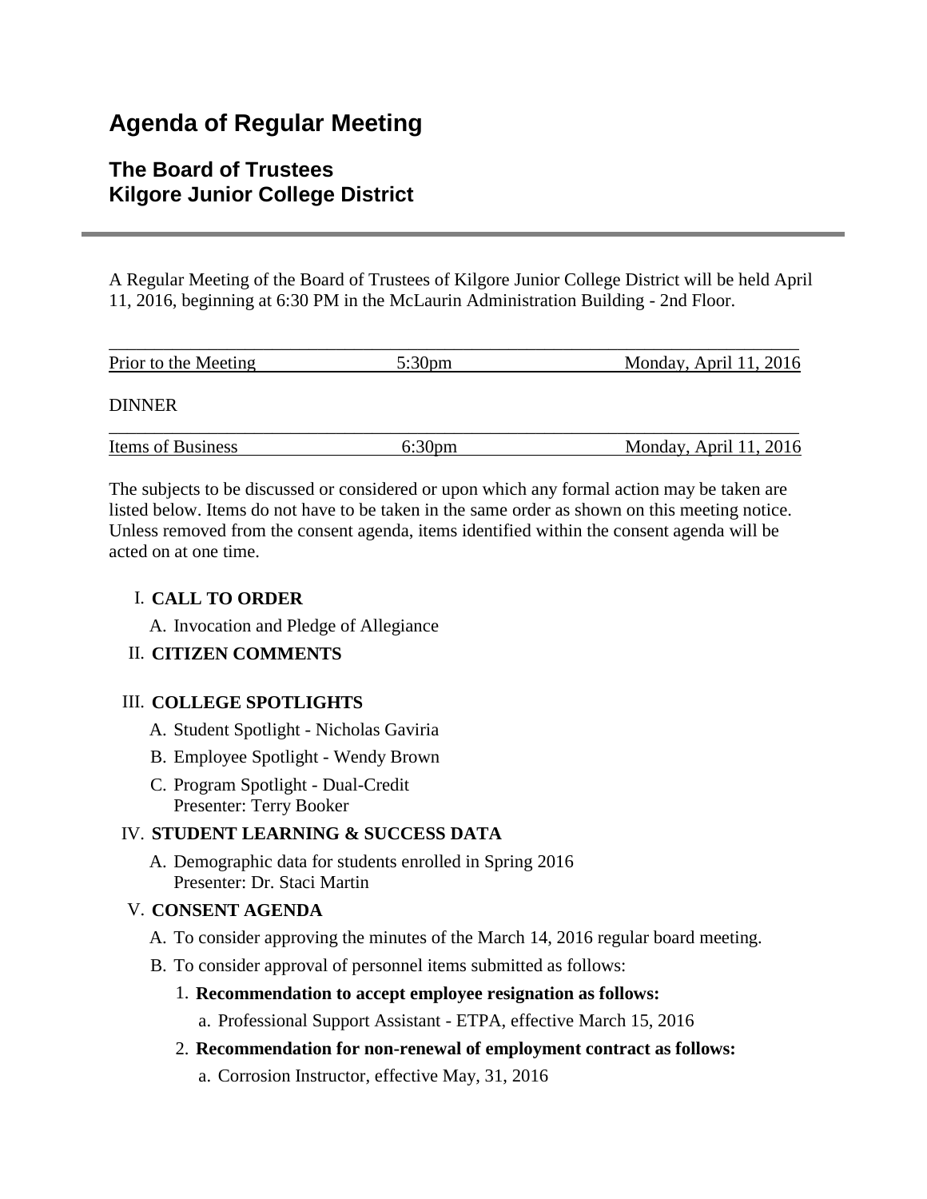# Agenda of Regular Meeting

## The Board of Trustees
## Kilgore Junior College District

---

A Regular Meeting of the Board of Trustees of Kilgore Junior College District will be held April 11, 2016, beginning at 6:30 PM in the McLaurin Administration Building - 2nd Floor.

| Prior to the Meeting | 5:30pm | Monday, April 11, 2016 |
|---|---|---|

DINNER

| Items of Business | 6:30pm | Monday, April 11, 2016 |
|---|---|---|

The subjects to be discussed or considered or upon which any formal action may be taken are listed below. Items do not have to be taken in the same order as shown on this meeting notice. Unless removed from the consent agenda, items identified within the consent agenda will be acted on at one time.

I. **CALL TO ORDER**
   A. Invocation and Pledge of Allegiance

II. **CITIZEN COMMENTS**

III. **COLLEGE SPOTLIGHTS**
   A. Student Spotlight - Nicholas Gaviria
   B. Employee Spotlight - Wendy Brown
   C. Program Spotlight - Dual-Credit
      Presenter: Terry Booker

IV. **STUDENT LEARNING & SUCCESS DATA**
   A. Demographic data for students enrolled in Spring 2016
      Presenter: Dr. Staci Martin

V. **CONSENT AGENDA**
   A. To consider approving the minutes of the March 14, 2016 regular board meeting.
   B. To consider approval of personnel items submitted as follows:
      1. **Recommendation to accept employee resignation as follows:**
         a. Professional Support Assistant - ETPA, effective March 15, 2016
      2. **Recommendation for non-renewal of employment contract as follows:**
         a. Corrosion Instructor, effective May, 31, 2016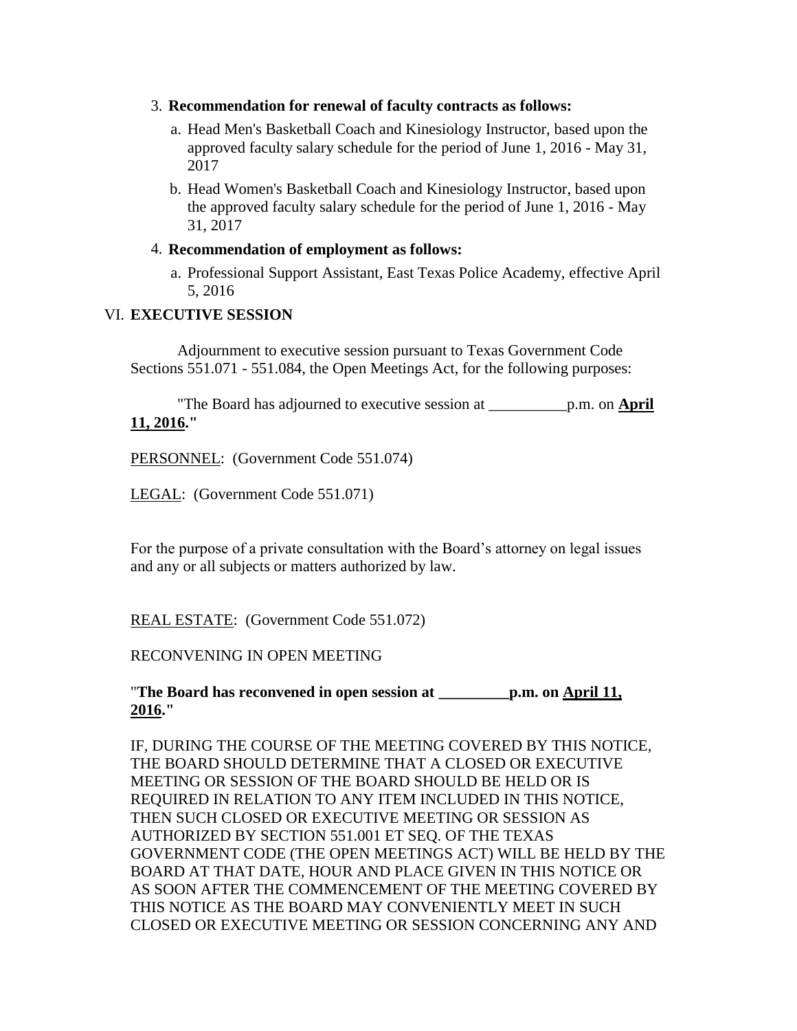3. **Recommendation for renewal of faculty contracts as follows:**
   a. Head Men's Basketball Coach and Kinesiology Instructor, based upon the approved faculty salary schedule for the period of June 1, 2016 - May 31, 2017
   b. Head Women's Basketball Coach and Kinesiology Instructor, based upon the approved faculty salary schedule for the period of June 1, 2016 - May 31, 2017
4. **Recommendation of employment as follows:**
   a. Professional Support Assistant, East Texas Police Academy, effective April 5, 2016

VI. **EXECUTIVE SESSION**

Adjournment to executive session pursuant to Texas Government Code Sections 551.071 - 551.084, the Open Meetings Act, for the following purposes:

"The Board has adjourned to executive session at __________p.m. on **April 11, 2016.**"

PERSONNEL: (Government Code 551.074)

LEGAL: (Government Code 551.071)

For the purpose of a private consultation with the Board's attorney on legal issues and any or all subjects or matters authorized by law.

REAL ESTATE: (Government Code 551.072)

RECONVENING IN OPEN MEETING

"**The Board has reconvened in open session at _________p.m. on April 11, 2016.**"

IF, DURING THE COURSE OF THE MEETING COVERED BY THIS NOTICE, THE BOARD SHOULD DETERMINE THAT A CLOSED OR EXECUTIVE MEETING OR SESSION OF THE BOARD SHOULD BE HELD OR IS REQUIRED IN RELATION TO ANY ITEM INCLUDED IN THIS NOTICE, THEN SUCH CLOSED OR EXECUTIVE MEETING OR SESSION AS AUTHORIZED BY SECTION 551.001 ET SEQ. OF THE TEXAS GOVERNMENT CODE (THE OPEN MEETINGS ACT) WILL BE HELD BY THE BOARD AT THAT DATE, HOUR AND PLACE GIVEN IN THIS NOTICE OR AS SOON AFTER THE COMMENCEMENT OF THE MEETING COVERED BY THIS NOTICE AS THE BOARD MAY CONVENIENTLY MEET IN SUCH CLOSED OR EXECUTIVE MEETING OR SESSION CONCERNING ANY AND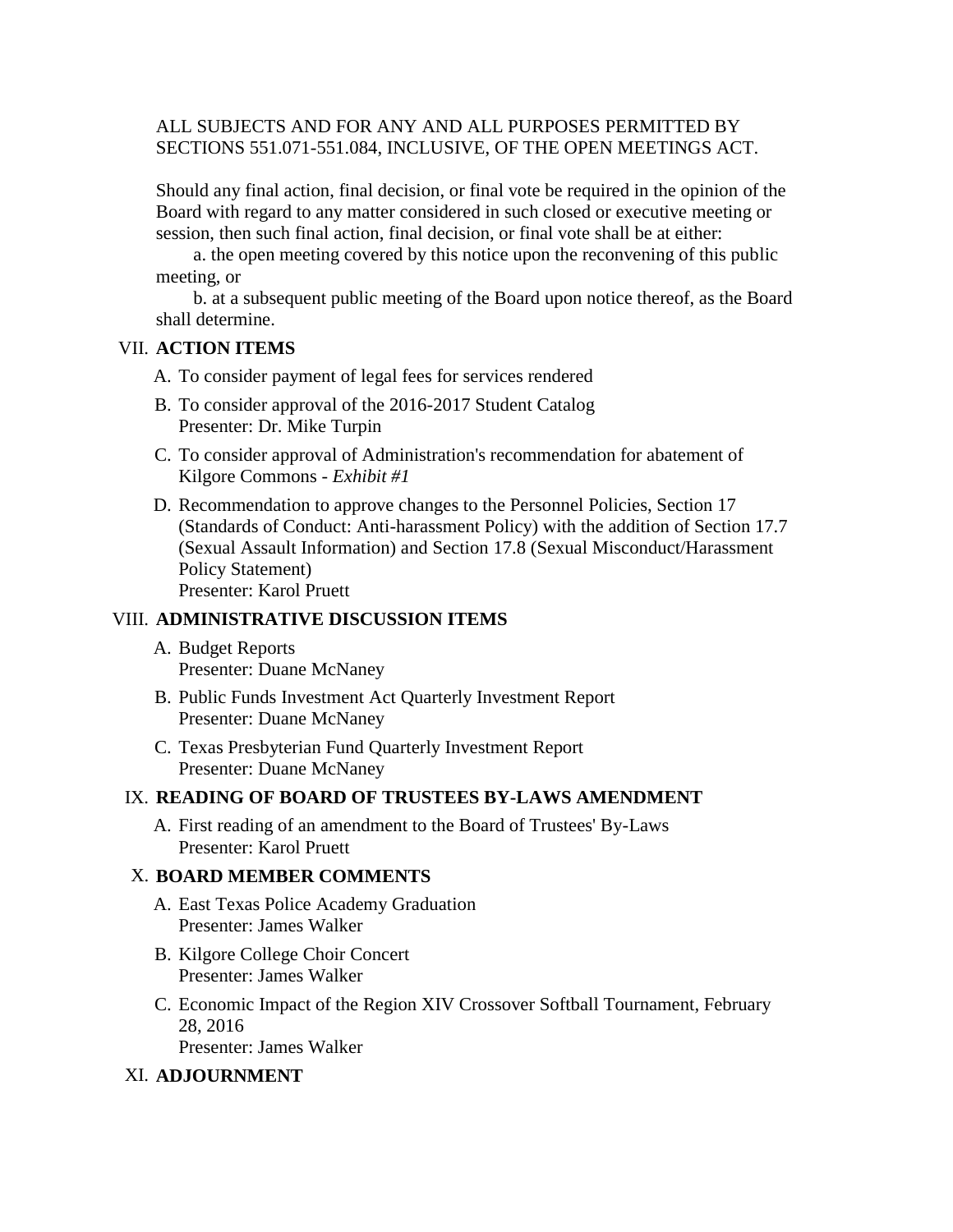ALL SUBJECTS AND FOR ANY AND ALL PURPOSES PERMITTED BY SECTIONS 551.071-551.084, INCLUSIVE, OF THE OPEN MEETINGS ACT.

Should any final action, final decision, or final vote be required in the opinion of the Board with regard to any matter considered in such closed or executive meeting or session, then such final action, final decision, or final vote shall be at either:

a. the open meeting covered by this notice upon the reconvening of this public meeting, or

b. at a subsequent public meeting of the Board upon notice thereof, as the Board shall determine.

## VII. ACTION ITEMS

A. To consider payment of legal fees for services rendered

B. To consider approval of the 2016-2017 Student Catalog
Presenter: Dr. Mike Turpin

C. To consider approval of Administration's recommendation for abatement of Kilgore Commons - *Exhibit #1*

D. Recommendation to approve changes to the Personnel Policies, Section 17 (Standards of Conduct: Anti-harassment Policy) with the addition of Section 17.7 (Sexual Assault Information) and Section 17.8 (Sexual Misconduct/Harassment Policy Statement)
Presenter: Karol Pruett

## VIII. ADMINISTRATIVE DISCUSSION ITEMS

A. Budget Reports
Presenter: Duane McNaney

B. Public Funds Investment Act Quarterly Investment Report
Presenter: Duane McNaney

C. Texas Presbyterian Fund Quarterly Investment Report
Presenter: Duane McNaney

## IX. READING OF BOARD OF TRUSTEES BY-LAWS AMENDMENT

A. First reading of an amendment to the Board of Trustees' By-Laws
Presenter: Karol Pruett

## X. BOARD MEMBER COMMENTS

A. East Texas Police Academy Graduation
Presenter: James Walker

B. Kilgore College Choir Concert
Presenter: James Walker

C. Economic Impact of the Region XIV Crossover Softball Tournament, February 28, 2016
Presenter: James Walker

## XI. ADJOURNMENT